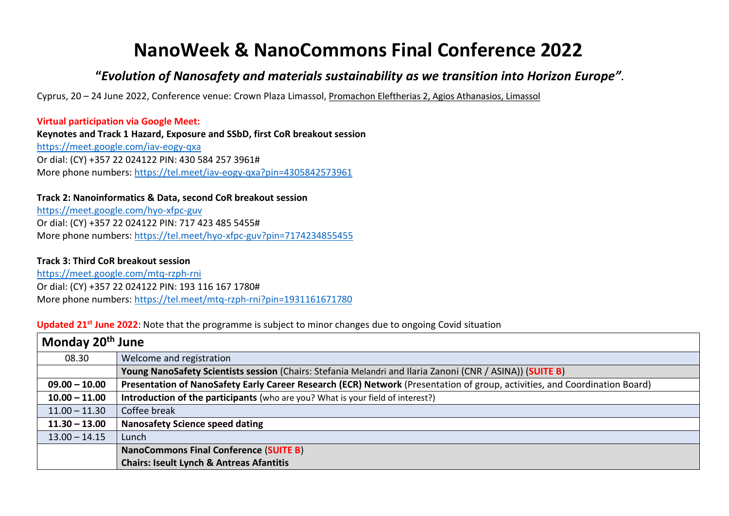# NanoWeek & NanoCommons Final Conference 2022

## "*Evolution of Nanosafety and materials sustainability as we transition into Horizon Europe".*

Cyprus, 20 – 24 June 2022, Conference venue: Crown Plaza Limassol, Promachon Eleftherias 2, Agios Athanasios, Limassol

**Virtual participation via Google Meet:**

**Keynotes and Track 1 Hazard, Exposure and SSbD, first CoR breakout session**
https://meet.google.com/iav-eogy-qxa
Or dial: (CY) +357 22 024122 PIN: 430 584 257 3961#
More phone numbers: https://tel.meet/iav-eogy-qxa?pin=4305842573961

**Track 2: Nanoinformatics & Data, second CoR breakout session**
https://meet.google.com/hyo-xfpc-guv
Or dial: (CY) +357 22 024122 PIN: 717 423 485 5455#
More phone numbers: https://tel.meet/hyo-xfpc-guv?pin=7174234855455

**Track 3: Third CoR breakout session**
https://meet.google.com/mtq-rzph-rni
Or dial: (CY) +357 22 024122 PIN: 193 116 167 1780#
More phone numbers: https://tel.meet/mtq-rzph-rni?pin=1931161671780

**Updated 21st June 2022**: Note that the programme is subject to minor changes due to ongoing Covid situation

| Monday 20th June | |
|---|---|
| 08.30 | Welcome and registration |
| | **Young NanoSafety Scientists session** (Chairs: Stefania Melandri and Ilaria Zanoni (CNR / ASINA)) (**SUITE B**) |
| **09.00 – 10.00** | **Presentation of NanoSafety Early Career Research (ECR) Network** (Presentation of group, activities, and Coordination Board) |
| **10.00 – 11.00** | **Introduction of the participants** (who are you? What is your field of interest?) |
| 11.00 – 11.30 | Coffee break |
| **11.30 – 13.00** | **Nanosafety Science speed dating** |
| 13.00 – 14.15 | Lunch |
| | **NanoCommons Final Conference** (**SUITE B**)<br>**Chairs: Iseult Lynch & Antreas Afantitis** |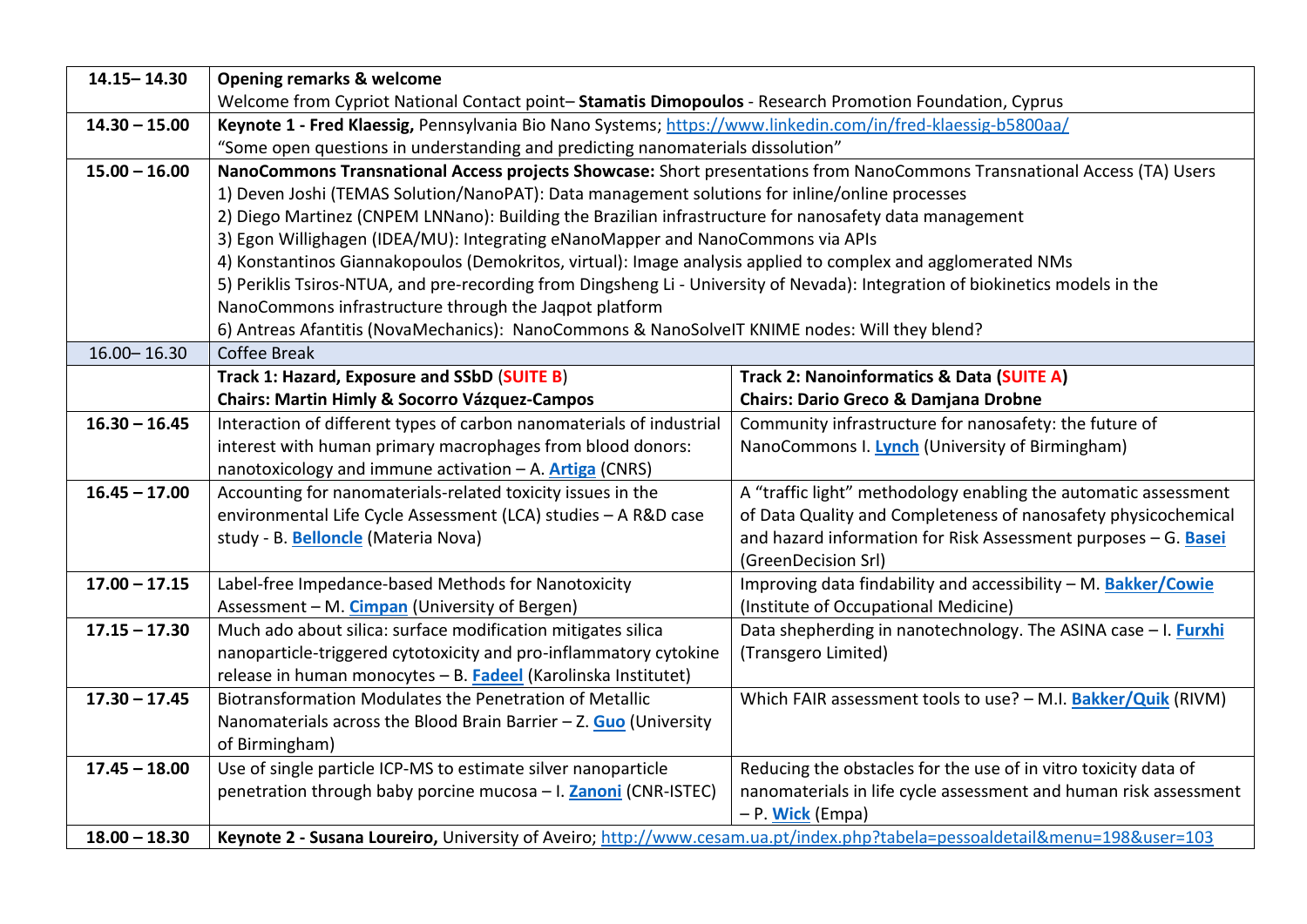| | | |
|---|---|---|
| **14.15– 14.30** | **Opening remarks & welcome**<br>Welcome from Cypriot National Contact point– **Stamatis Dimopoulos** - Research Promotion Foundation, Cyprus | |
| **14.30 – 15.00** | **Keynote 1 - Fred Klaessig,** Pennsylvania Bio Nano Systems; https://www.linkedin.com/in/fred-klaessig-b5800aa/<br>"Some open questions in understanding and predicting nanomaterials dissolution" | |
| **15.00 – 16.00** | **NanoCommons Transnational Access projects Showcase:** Short presentations from NanoCommons Transnational Access (TA) Users<br>1) Deven Joshi (TEMAS Solution/NanoPAT): Data management solutions for inline/online processes<br>2) Diego Martinez (CNPEM LNNano): Building the Brazilian infrastructure for nanosafety data management<br>3) Egon Willighagen (IDEA/MU): Integrating eNanoMapper and NanoCommons via APIs<br>4) Konstantinos Giannakopoulos (Demokritos, virtual): Image analysis applied to complex and agglomerated NMs<br>5) Periklis Tsiros-NTUA, and pre-recording from Dingsheng Li - University of Nevada): Integration of biokinetics models in the NanoCommons infrastructure through the Jaqpot platform<br>6) Antreas Afantitis (NovaMechanics): NanoCommons & NanoSolveIT KNIME nodes: Will they blend? | |
| 16.00– 16.30 | Coffee Break | |
| | **Track 1: Hazard, Exposure and SSbD (SUITE B)**<br>**Chairs: Martin Himly & Socorro Vázquez-Campos** | **Track 2: Nanoinformatics & Data (SUITE A)**<br>**Chairs: Dario Greco & Damjana Drobne** |
| **16.30 – 16.45** | Interaction of different types of carbon nanomaterials of industrial interest with human primary macrophages from blood donors: nanotoxicology and immune activation – A. **Artiga** (CNRS) | Community infrastructure for nanosafety: the future of NanoCommons I. **Lynch** (University of Birmingham) |
| **16.45 – 17.00** | Accounting for nanomaterials-related toxicity issues in the environmental Life Cycle Assessment (LCA) studies – A R&D case study - B. **Belloncle** (Materia Nova) | A "traffic light" methodology enabling the automatic assessment of Data Quality and Completeness of nanosafety physicochemical and hazard information for Risk Assessment purposes – G. **Basei** (GreenDecision Srl) |
| **17.00 – 17.15** | Label-free Impedance-based Methods for Nanotoxicity Assessment – M. **Cimpan** (University of Bergen) | Improving data findability and accessibility – M. **Bakker/Cowie** (Institute of Occupational Medicine) |
| **17.15 – 17.30** | Much ado about silica: surface modification mitigates silica nanoparticle-triggered cytotoxicity and pro-inflammatory cytokine release in human monocytes – B. **Fadeel** (Karolinska Institutet) | Data shepherding in nanotechnology. The ASINA case – I. **Furxhi** (Transgero Limited) |
| **17.30 – 17.45** | Biotransformation Modulates the Penetration of Metallic Nanomaterials across the Blood Brain Barrier – Z. **Guo** (University of Birmingham) | Which FAIR assessment tools to use? – M.I. **Bakker/Quik** (RIVM) |
| **17.45 – 18.00** | Use of single particle ICP-MS to estimate silver nanoparticle penetration through baby porcine mucosa – I. **Zanoni** (CNR-ISTEC) | Reducing the obstacles for the use of in vitro toxicity data of nanomaterials in life cycle assessment and human risk assessment – P. **Wick** (Empa) |
| **18.00 – 18.30** | **Keynote 2 - Susana Loureiro,** University of Aveiro; http://www.cesam.ua.pt/index.php?tabela=pessoaldetail&menu=198&user=103 | |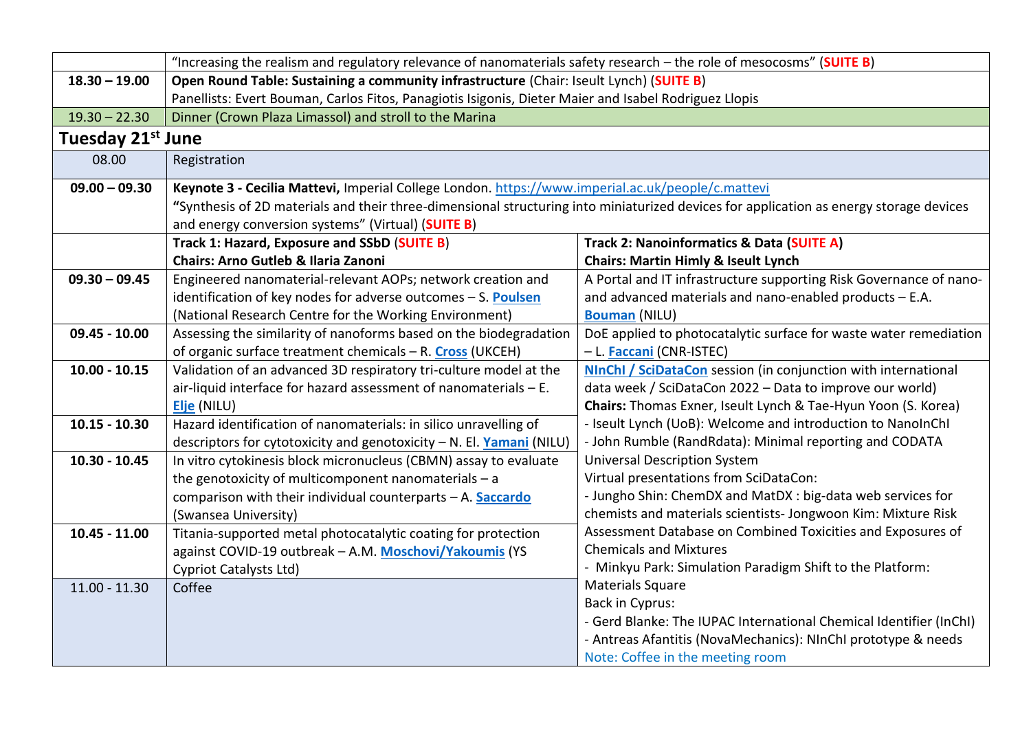| | | |
|---|---|---|
| | "Increasing the realism and regulatory relevance of nanomaterials safety research – the role of mesocosms" (**SUITE B**) | |
| **18.30 – 19.00** | **Open Round Table: Sustaining a community infrastructure** (Chair: Iseult Lynch) (**SUITE B**) Panellists: Evert Bouman, Carlos Fitos, Panagiotis Isigonis, Dieter Maier and Isabel Rodriguez Llopis | |
| 19.30 – 22.30 | Dinner (Crown Plaza Limassol) and stroll to the Marina | |

## Tuesday 21st June

| | | |
|---|---|---|
| 08.00 | Registration | |
| **09.00 – 09.30** | **Keynote 3 - Cecilia Mattevi,** Imperial College London. https://www.imperial.ac.uk/people/c.mattevi **"**Synthesis of 2D materials and their three-dimensional structuring into miniaturized devices for application as energy storage devices and energy conversion systems" (Virtual) (**SUITE B**) | |
| | **Track 1: Hazard, Exposure and SSbD** (**SUITE B**) **Chairs: Arno Gutleb & Ilaria Zanoni** | **Track 2: Nanoinformatics & Data (SUITE A) Chairs: Martin Himly & Iseult Lynch** |
| **09.30 – 09.45** | Engineered nanomaterial-relevant AOPs; network creation and identification of key nodes for adverse outcomes – S. **Poulsen** (National Research Centre for the Working Environment) | A Portal and IT infrastructure supporting Risk Governance of nano- and advanced materials and nano-enabled products – E.A. **Bouman** (NILU) |
| **09.45 - 10.00** | Assessing the similarity of nanoforms based on the biodegradation of organic surface treatment chemicals – R. **Cross** (UKCEH) | DoE applied to photocatalytic surface for waste water remediation – L. **Faccani** (CNR-ISTEC) |
| **10.00 - 10.15** | Validation of an advanced 3D respiratory tri-culture model at the air-liquid interface for hazard assessment of nanomaterials – E. **Elje** (NILU) | **NInChI / SciDataCon** session (in conjunction with international data week / SciDataCon 2022 – Data to improve our world) **Chairs:** Thomas Exner, Iseult Lynch & Tae-Hyun Yoon (S. Korea) - Iseult Lynch (UoB): Welcome and introduction to NanoInChI - John Rumble (RandRdata): Minimal reporting and CODATA Universal Description System Virtual presentations from SciDataCon: - Jungho Shin: ChemDX and MatDX : big-data web services for chemists and materials scientists- Jongwoon Kim: Mixture Risk Assessment Database on Combined Toxicities and Exposures of Chemicals and Mixtures - Minkyu Park: Simulation Paradigm Shift to the Platform: Materials Square Back in Cyprus: - Gerd Blanke: The IUPAC International Chemical Identifier (InChI) - Antreas Afantitis (NovaMechanics): NInChI prototype & needs Note: Coffee in the meeting room |
| **10.15 - 10.30** | Hazard identification of nanomaterials: in silico unravelling of descriptors for cytotoxicity and genotoxicity – N. El. **Yamani** (NILU) | |
| **10.30 - 10.45** | In vitro cytokinesis block micronucleus (CBMN) assay to evaluate the genotoxicity of multicomponent nanomaterials – a comparison with their individual counterparts – A. **Saccardo** (Swansea University) | |
| **10.45 - 11.00** | Titania-supported metal photocatalytic coating for protection against COVID-19 outbreak – A.M. **Moschovi/Yakoumis** (YS Cypriot Catalysts Ltd) | |
| 11.00 - 11.30 | Coffee | |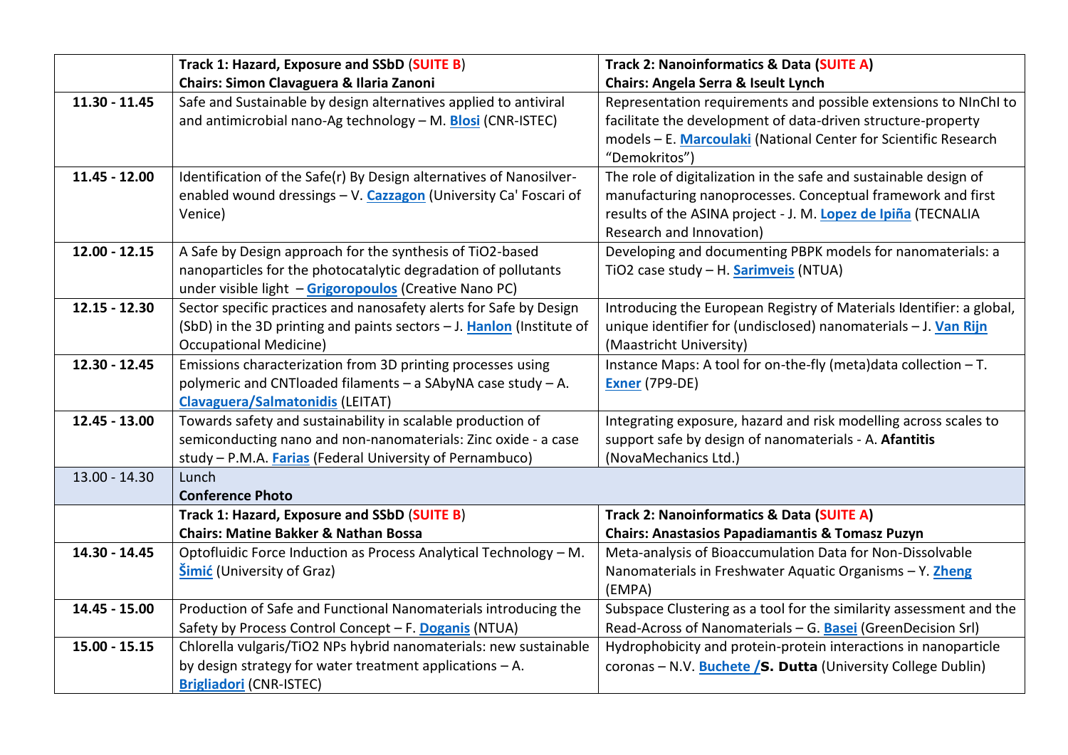| | Track 1: Hazard, Exposure and SSbD (SUITE B) Chairs: Simon Clavaguera & Ilaria Zanoni | Track 2: Nanoinformatics & Data (SUITE A) Chairs: Angela Serra & Iseult Lynch |
|---|---|---|
| 11.30 - 11.45 | Safe and Sustainable by design alternatives applied to antiviral and antimicrobial nano-Ag technology – M. **Blosi** (CNR-ISTEC) | Representation requirements and possible extensions to NInChI to facilitate the development of data-driven structure-property models – E. **Marcoulaki** (National Center for Scientific Research “Demokritos”) |
| 11.45 - 12.00 | Identification of the Safe(r) By Design alternatives of Nanosilver-enabled wound dressings – V. **Cazzagon** (University Ca' Foscari of Venice) | The role of digitalization in the safe and sustainable design of manufacturing nanoprocesses. Conceptual framework and first results of the ASINA project - J. M. **Lopez de Ipiña** (TECNALIA Research and Innovation) |
| 12.00 - 12.15 | A Safe by Design approach for the synthesis of TiO2-based nanoparticles for the photocatalytic degradation of pollutants under visible light – **Grigoropoulos** (Creative Nano PC) | Developing and documenting PBPK models for nanomaterials: a TiO2 case study – H. **Sarimveis** (NTUA) |
| 12.15 - 12.30 | Sector specific practices and nanosafety alerts for Safe by Design (SbD) in the 3D printing and paints sectors – J. **Hanlon** (Institute of Occupational Medicine) | Introducing the European Registry of Materials Identifier: a global, unique identifier for (undisclosed) nanomaterials – J. **Van Rijn** (Maastricht University) |
| 12.30 - 12.45 | Emissions characterization from 3D printing processes using polymeric and CNTloaded filaments – a SAbyNA case study – A. **Clavaguera/Salmatonidis** (LEITAT) | Instance Maps: A tool for on-the-fly (meta)data collection – T. **Exner** (7P9-DE) |
| 12.45 - 13.00 | Towards safety and sustainability in scalable production of semiconducting nano and non-nanomaterials: Zinc oxide - a case study – P.M.A. **Farias** (Federal University of Pernambuco) | Integrating exposure, hazard and risk modelling across scales to support safe by design of nanomaterials - A. **Afantitis** (NovaMechanics Ltd.) |
| 13.00 - 14.30 | Lunch **Conference Photo** | |
| | **Track 1: Hazard, Exposure and SSbD (SUITE B) Chairs: Matine Bakker & Nathan Bossa** | **Track 2: Nanoinformatics & Data (SUITE A) Chairs: Anastasios Papadiamantis & Tomasz Puzyn** |
| 14.30 - 14.45 | Optofluidic Force Induction as Process Analytical Technology – M. **Šimić** (University of Graz) | Meta-analysis of Bioaccumulation Data for Non-Dissolvable Nanomaterials in Freshwater Aquatic Organisms – Y. **Zheng** (EMPA) |
| 14.45 - 15.00 | Production of Safe and Functional Nanomaterials introducing the Safety by Process Control Concept – F. **Doganis** (NTUA) | Subspace Clustering as a tool for the similarity assessment and the Read-Across of Nanomaterials – G. **Basei** (GreenDecision Srl) |
| 15.00 - 15.15 | Chlorella vulgaris/TiO2 NPs hybrid nanomaterials: new sustainable by design strategy for water treatment applications – A. **Brigliadori** (CNR-ISTEC) | Hydrophobicity and protein-protein interactions in nanoparticle coronas – N.V. **Buchete** /**S. Dutta** (University College Dublin) |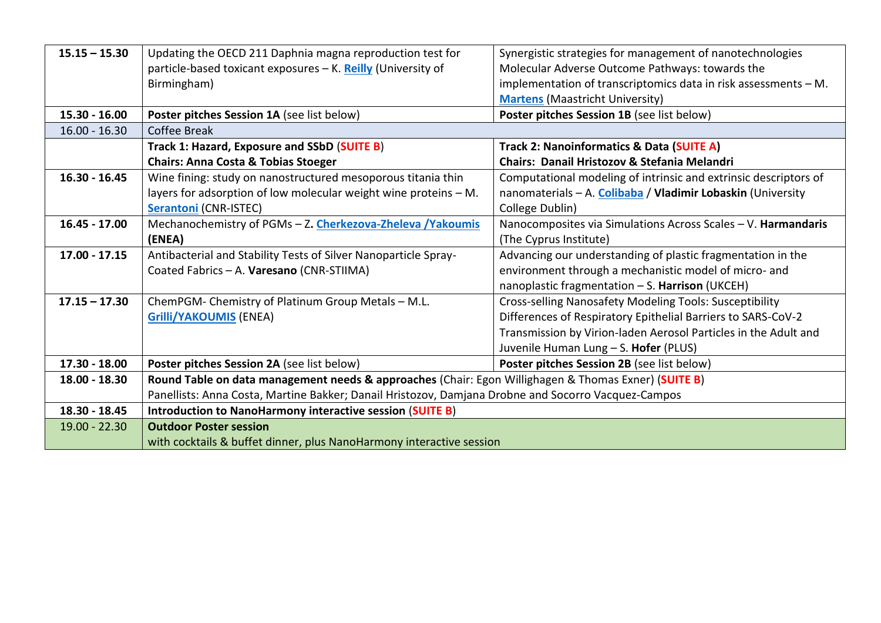| | | |
|---|---|---|
| **15.15 – 15.30** | Updating the OECD 211 Daphnia magna reproduction test for particle-based toxicant exposures – K. **Reilly** (University of Birmingham) | Synergistic strategies for management of nanotechnologies Molecular Adverse Outcome Pathways: towards the implementation of transcriptomics data in risk assessments – M. **Martens** (Maastricht University) |
| **15.30 - 16.00** | **Poster pitches Session 1A** (see list below) | **Poster pitches Session 1B** (see list below) |
| 16.00 - 16.30 | Coffee Break | |
| | **Track 1: Hazard, Exposure and SSbD** (**SUITE B**) **Chairs: Anna Costa & Tobias Stoeger** | **Track 2: Nanoinformatics & Data** (**SUITE A**) **Chairs: Danail Hristozov & Stefania Melandri** |
| **16.30 - 16.45** | Wine fining: study on nanostructured mesoporous titania thin layers for adsorption of low molecular weight wine proteins – M. **Serantoni** (CNR-ISTEC) | Computational modeling of intrinsic and extrinsic descriptors of nanomaterials – A. **Colibaba** / **Vladimir Lobaskin** (University College Dublin) |
| **16.45 - 17.00** | Mechanochemistry of PGMs – Z**. Cherkezova-Zheleva /Yakoumis (ENEA)** | Nanocomposites via Simulations Across Scales – V. **Harmandaris** (The Cyprus Institute) |
| **17.00 - 17.15** | Antibacterial and Stability Tests of Silver Nanoparticle Spray-Coated Fabrics – A. **Varesano** (CNR-STIIMA) | Advancing our understanding of plastic fragmentation in the environment through a mechanistic model of micro- and nanoplastic fragmentation – S. **Harrison** (UKCEH) |
| **17.15 – 17.30** | ChemPGM- Chemistry of Platinum Group Metals – M.L. **Grilli/YAKOUMIS** (ENEA) | Cross-selling Nanosafety Modeling Tools: Susceptibility Differences of Respiratory Epithelial Barriers to SARS-CoV-2 Transmission by Virion-laden Aerosol Particles in the Adult and Juvenile Human Lung – S. **Hofer** (PLUS) |
| **17.30 - 18.00** | **Poster pitches Session 2A** (see list below) | **Poster pitches Session 2B** (see list below) |
| **18.00 - 18.30** | **Round Table on data management needs & approaches** (Chair: Egon Willighagen & Thomas Exner) (**SUITE B**) Panellists: Anna Costa, Martine Bakker; Danail Hristozov, Damjana Drobne and Socorro Vacquez-Campos | |
| **18.30 - 18.45** | **Introduction to NanoHarmony interactive session** (**SUITE B**) | |
| 19.00 - 22.30 | **Outdoor Poster session** with cocktails & buffet dinner, plus NanoHarmony interactive session | |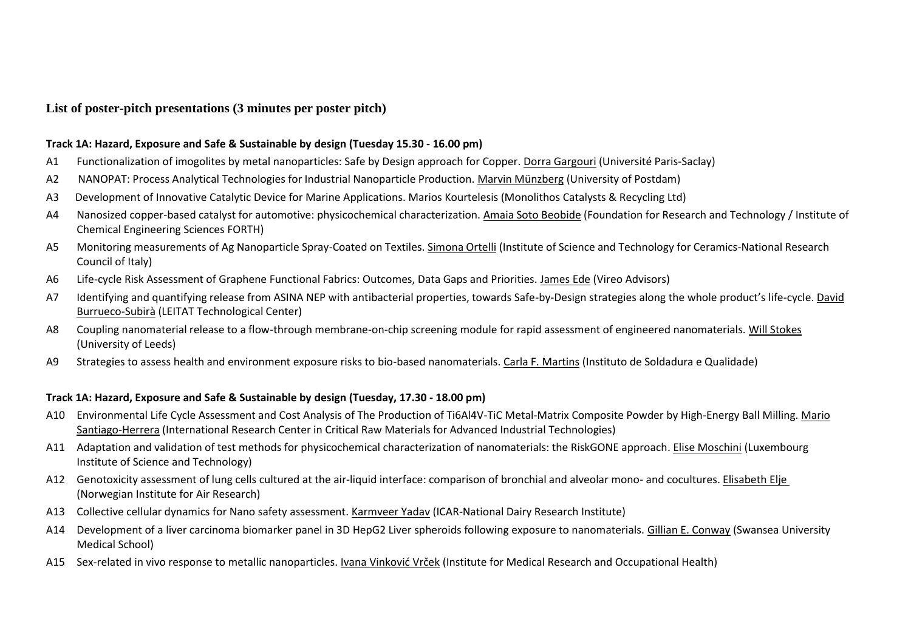## List of poster-pitch presentations (3 minutes per poster pitch)

### Track 1A: Hazard, Exposure and Safe & Sustainable by design (Tuesday 15.30 - 16.00 pm)

- A1 Functionalization of imogolites by metal nanoparticles: Safe by Design approach for Copper. Dorra Gargouri (Université Paris-Saclay)
- A2 NANOPAT: Process Analytical Technologies for Industrial Nanoparticle Production. Marvin Münzberg (University of Postdam)
- A3 Development of Innovative Catalytic Device for Marine Applications. Marios Kourtelesis (Monolithos Catalysts & Recycling Ltd)
- A4 Nanosized copper-based catalyst for automotive: physicochemical characterization. Amaia Soto Beobide (Foundation for Research and Technology / Institute of Chemical Engineering Sciences FORTH)
- A5 Monitoring measurements of Ag Nanoparticle Spray-Coated on Textiles. Simona Ortelli (Institute of Science and Technology for Ceramics-National Research Council of Italy)
- A6 Life-cycle Risk Assessment of Graphene Functional Fabrics: Outcomes, Data Gaps and Priorities. James Ede (Vireo Advisors)
- A7 Identifying and quantifying release from ASINA NEP with antibacterial properties, towards Safe-by-Design strategies along the whole product's life-cycle. David Burrueco-Subirà (LEITAT Technological Center)
- A8 Coupling nanomaterial release to a flow-through membrane-on-chip screening module for rapid assessment of engineered nanomaterials. Will Stokes (University of Leeds)
- A9 Strategies to assess health and environment exposure risks to bio-based nanomaterials. Carla F. Martins (Instituto de Soldadura e Qualidade)

### Track 1A: Hazard, Exposure and Safe & Sustainable by design (Tuesday, 17.30 - 18.00 pm)

- A10 Environmental Life Cycle Assessment and Cost Analysis of The Production of Ti6Al4V-TiC Metal-Matrix Composite Powder by High-Energy Ball Milling. Mario Santiago-Herrera (International Research Center in Critical Raw Materials for Advanced Industrial Technologies)
- A11 Adaptation and validation of test methods for physicochemical characterization of nanomaterials: the RiskGONE approach. Elise Moschini (Luxembourg Institute of Science and Technology)
- A12 Genotoxicity assessment of lung cells cultured at the air-liquid interface: comparison of bronchial and alveolar mono- and cocultures. Elisabeth Elje (Norwegian Institute for Air Research)
- A13 Collective cellular dynamics for Nano safety assessment. Karmveer Yadav (ICAR-National Dairy Research Institute)
- A14 Development of a liver carcinoma biomarker panel in 3D HepG2 Liver spheroids following exposure to nanomaterials. Gillian E. Conway (Swansea University Medical School)
- A15 Sex-related in vivo response to metallic nanoparticles. Ivana Vinković Vrček (Institute for Medical Research and Occupational Health)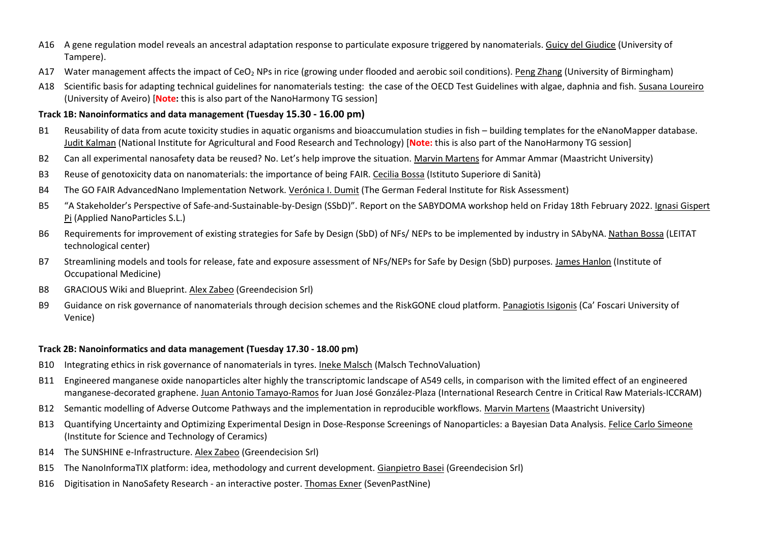A16 A gene regulation model reveals an ancestral adaptation response to particulate exposure triggered by nanomaterials. Guicy del Giudice (University of Tampere).

A17 Water management affects the impact of $CeO_2$ NPs in rice (growing under flooded and aerobic soil conditions). Peng Zhang (University of Birmingham)

A18 Scientific basis for adapting technical guidelines for nanomaterials testing: the case of the OECD Test Guidelines with algae, daphnia and fish. Susana Loureiro (University of Aveiro) [**Note:** this is also part of the NanoHarmony TG session]

**Track 1B: Nanoinformatics and data management (Tuesday 15.30 - 16.00 pm)**

B1 Reusability of data from acute toxicity studies in aquatic organisms and bioaccumulation studies in fish – building templates for the eNanoMapper database. Judit Kalman (National Institute for Agricultural and Food Research and Technology) [**Note:** this is also part of the NanoHarmony TG session]

B2 Can all experimental nanosafety data be reused? No. Let's help improve the situation. Marvin Martens for Ammar Ammar (Maastricht University)

B3 Reuse of genotoxicity data on nanomaterials: the importance of being FAIR. Cecilia Bossa (Istituto Superiore di Sanità)

B4 The GO FAIR AdvancedNano Implementation Network. Verónica I. Dumit (The German Federal Institute for Risk Assessment)

B5 "A Stakeholder's Perspective of Safe-and-Sustainable-by-Design (SSbD)". Report on the SABYDOMA workshop held on Friday 18th February 2022. Ignasi Gispert Pi (Applied NanoParticles S.L.)

B6 Requirements for improvement of existing strategies for Safe by Design (SbD) of NFs/ NEPs to be implemented by industry in SAbyNA. Nathan Bossa (LEITAT technological center)

B7 Streamlining models and tools for release, fate and exposure assessment of NFs/NEPs for Safe by Design (SbD) purposes. James Hanlon (Institute of Occupational Medicine)

B8 GRACIOUS Wiki and Blueprint. Alex Zabeo (Greendecision Srl)

B9 Guidance on risk governance of nanomaterials through decision schemes and the RiskGONE cloud platform. Panagiotis Isigonis (Ca' Foscari University of Venice)

**Track 2B: Nanoinformatics and data management (Tuesday 17.30 - 18.00 pm)**

B10 Integrating ethics in risk governance of nanomaterials in tyres. Ineke Malsch (Malsch TechnoValuation)

B11 Engineered manganese oxide nanoparticles alter highly the transcriptomic landscape of A549 cells, in comparison with the limited effect of an engineered manganese-decorated graphene. Juan Antonio Tamayo-Ramos for Juan José González-Plaza (International Research Centre in Critical Raw Materials-ICCRAM)

B12 Semantic modelling of Adverse Outcome Pathways and the implementation in reproducible workflows. Marvin Martens (Maastricht University)

B13 Quantifying Uncertainty and Optimizing Experimental Design in Dose-Response Screenings of Nanoparticles: a Bayesian Data Analysis. Felice Carlo Simeone (Institute for Science and Technology of Ceramics)

B14 The SUNSHINE e-Infrastructure. Alex Zabeo (Greendecision Srl)

B15 The NanoInformaTIX platform: idea, methodology and current development. Gianpietro Basei (Greendecision Srl)

B16 Digitisation in NanoSafety Research - an interactive poster. Thomas Exner (SevenPastNine)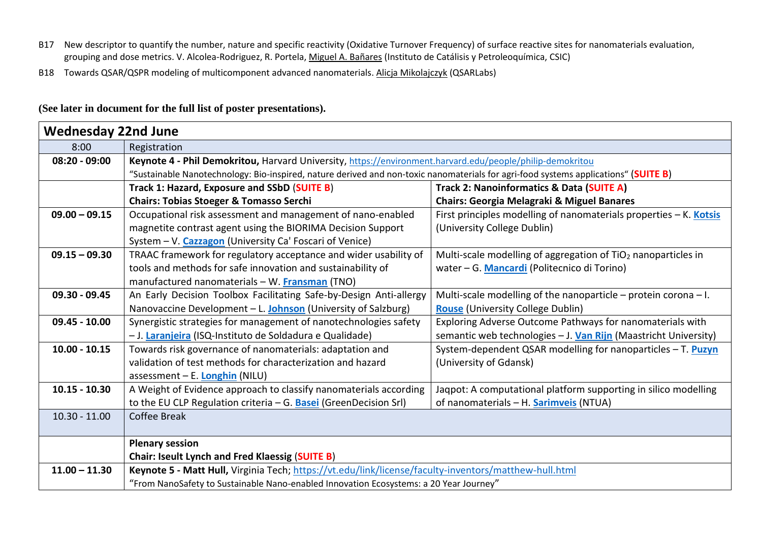B17 New descriptor to quantify the number, nature and specific reactivity (Oxidative Turnover Frequency) of surface reactive sites for nanomaterials evaluation, grouping and dose metrics. V. Alcolea-Rodriguez, R. Portela, Miguel A. Bañares (Instituto de Catálisis y Petroleoquímica, CSIC)

B18 Towards QSAR/QSPR modeling of multicomponent advanced nanomaterials. Alicja Mikolajczyk (QSARLabs)

**(See later in document for the full list of poster presentations).**

| **Wednesday 22nd June** | | |
|---|---|---|
| 8:00 | Registration | |
| **08:20 - 09:00** | **Keynote 4 - Phil Demokritou,** Harvard University, https://environment.harvard.edu/people/philip-demokritou<br>"Sustainable Nanotechnology: Bio-inspired, nature derived and non-toxic nanomaterials for agri-food systems applications" (**SUITE B**) | |
| | **Track 1: Hazard, Exposure and SSbD (SUITE B)**<br>**Chairs: Tobias Stoeger & Tomasso Serchi** | **Track 2: Nanoinformatics & Data (SUITE A)**<br>**Chairs: Georgia Melagraki & Miguel Banares** |
| **09.00 – 09.15** | Occupational risk assessment and management of nano-enabled magnetite contrast agent using the BIORIMA Decision Support System – V. **Cazzagon** (University Ca' Foscari of Venice) | First principles modelling of nanomaterials properties – K. **Kotsis** (University College Dublin) |
| **09.15 – 09.30** | TRAAC framework for regulatory acceptance and wider usability of tools and methods for safe innovation and sustainability of manufactured nanomaterials – W. **Fransman** (TNO) | Multi-scale modelling of aggregation of $TiO_2$ nanoparticles in water – G. **Mancardi** (Politecnico di Torino) |
| **09.30 - 09.45** | An Early Decision Toolbox Facilitating Safe-by-Design Anti-allergy Nanovaccine Development – L. **Johnson** (University of Salzburg) | Multi-scale modelling of the nanoparticle – protein corona – I. **Rouse** (University College Dublin) |
| **09.45 - 10.00** | Synergistic strategies for management of nanotechnologies safety – J. **Laranjeira** (ISQ-Instituto de Soldadura e Qualidade) | Exploring Adverse Outcome Pathways for nanomaterials with semantic web technologies – J. **Van Rijn** (Maastricht University) |
| **10.00 - 10.15** | Towards risk governance of nanomaterials: adaptation and validation of test methods for characterization and hazard assessment – E. **Longhin** (NILU) | System-dependent QSAR modelling for nanoparticles – T. **Puzyn** (University of Gdansk) |
| **10.15 - 10.30** | A Weight of Evidence approach to classify nanomaterials according to the EU CLP Regulation criteria – G. **Basei** (GreenDecision Srl) | Jaqpot: A computational platform supporting in silico modelling of nanomaterials – H. **Sarimveis** (NTUA) |
| 10.30 - 11.00 | Coffee Break | |
| | **Plenary session**<br>**Chair: Iseult Lynch and Fred Klaessig (SUITE B)** | |
| **11.00 – 11.30** | **Keynote 5 - Matt Hull,** Virginia Tech; https://vt.edu/link/license/faculty-inventors/matthew-hull.html<br>"From NanoSafety to Sustainable Nano-enabled Innovation Ecosystems: a 20 Year Journey" | |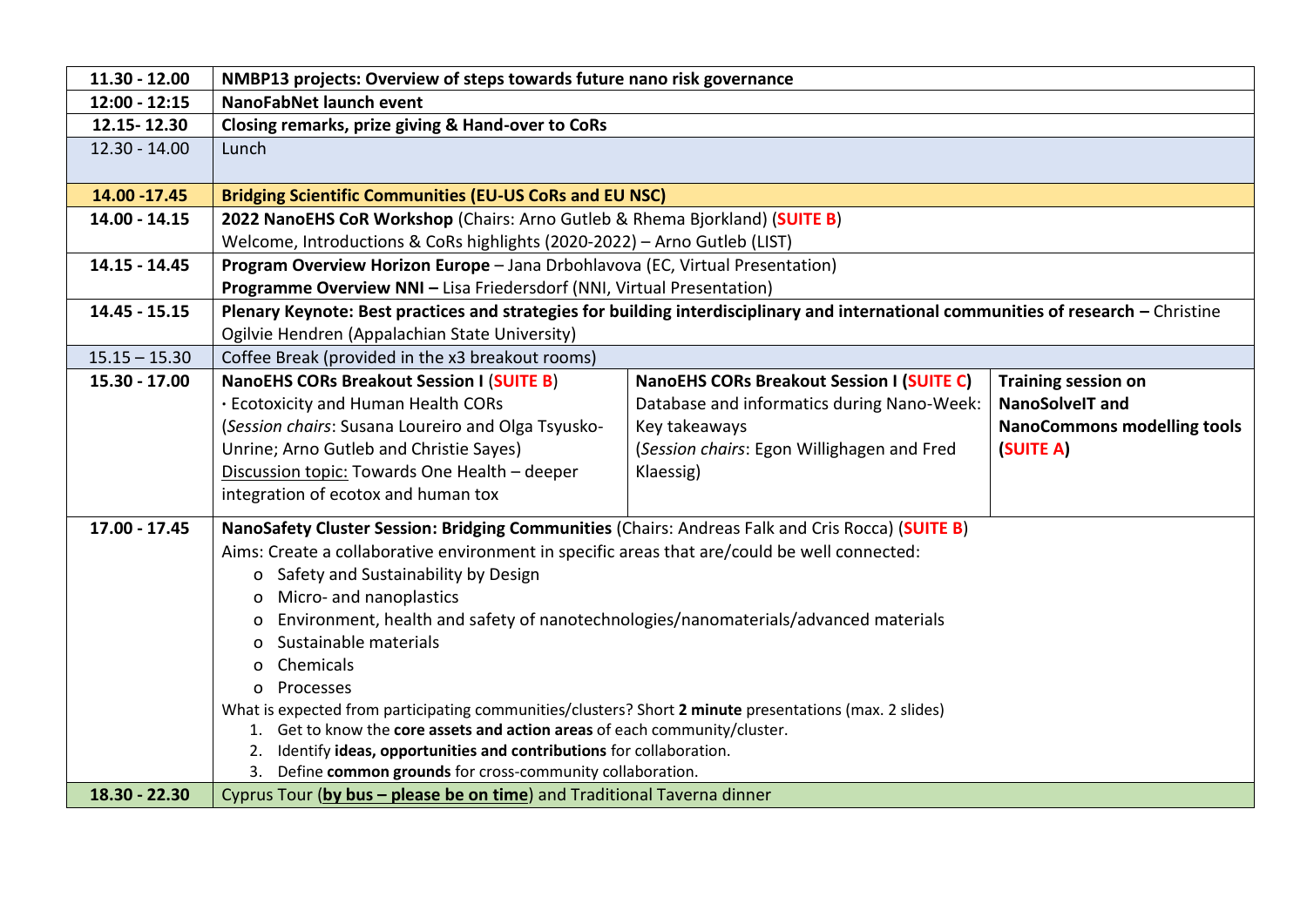| | | | |
|---|---|---|---|
| **11.30 - 12.00** | **NMBP13 projects: Overview of steps towards future nano risk governance** | | |
| **12:00 - 12:15** | **NanoFabNet launch event** | | |
| **12.15- 12.30** | **Closing remarks, prize giving & Hand-over to CoRs** | | |
| 12.30 - 14.00 | Lunch | | |
| **14.00 -17.45** | **Bridging Scientific Communities (EU-US CoRs and EU NSC)** | | |
| **14.00 - 14.15** | **2022 NanoEHS CoR Workshop** (Chairs: Arno Gutleb & Rhema Bjorkland) (**SUITE B**)<br>Welcome, Introductions & CoRs highlights (2020-2022) – Arno Gutleb (LIST) | | |
| **14.15 - 14.45** | **Program Overview Horizon Europe** – Jana Drbohlavova (EC, Virtual Presentation)<br>**Programme Overview NNI –** Lisa Friedersdorf (NNI, Virtual Presentation) | | |
| **14.45 - 15.15** | **Plenary Keynote: Best practices and strategies for building interdisciplinary and international communities of research –** Christine Ogilvie Hendren (Appalachian State University) | | |
| 15.15 – 15.30 | Coffee Break (provided in the x3 breakout rooms) | | |
| **15.30 - 17.00** | **NanoEHS CORs Breakout Session I** (**SUITE B**)<br>· Ecotoxicity and Human Health CORs<br>(*Session chairs*: Susana Loureiro and Olga Tsyusko-Unrine; Arno Gutleb and Christie Sayes)<br>Discussion topic: Towards One Health – deeper integration of ecotox and human tox | **NanoEHS CORs Breakout Session I (SUITE C)**<br>Database and informatics during Nano-Week: Key takeaways<br>(*Session chairs*: Egon Willighagen and Fred Klaessig) | **Training session on NanoSolveIT and NanoCommons modelling tools (SUITE A)** |
| **17.00 - 17.45** | **NanoSafety Cluster Session: Bridging Communities** (Chairs: Andreas Falk and Cris Rocca) (**SUITE B**)<br>Aims: Create a collaborative environment in specific areas that are/could be well connected:<br>o Safety and Sustainability by Design<br>o Micro- and nanoplastics<br>o Environment, health and safety of nanotechnologies/nanomaterials/advanced materials<br>o Sustainable materials<br>o Chemicals<br>o Processes<br>What is expected from participating communities/clusters? Short **2 minute** presentations (max. 2 slides)<br>1. Get to know the **core assets and action areas** of each community/cluster.<br>2. Identify **ideas, opportunities and contributions** for collaboration.<br>3. Define **common grounds** for cross-community collaboration. | | |
| **18.30 - 22.30** | Cyprus Tour (**by bus – please be on time**) and Traditional Taverna dinner | | |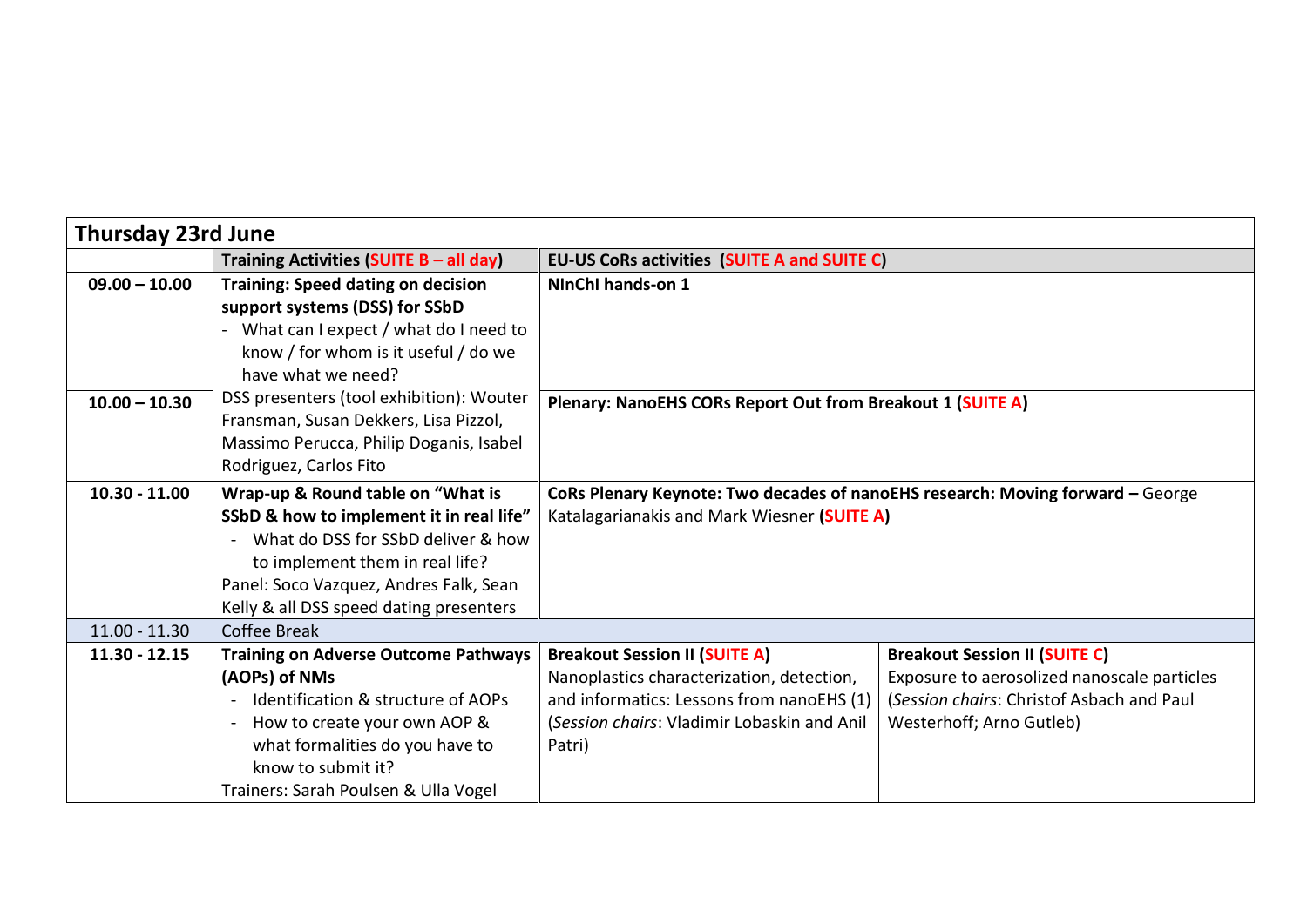| Thursday 23rd June | | | |
|---|---|---|---|
| | **Training Activities (SUITE B – all day)** | **EU-US CoRs activities (SUITE A and SUITE C)** | |
| **09.00 – 10.00** | **Training: Speed dating on decision support systems (DSS) for SSbD**<br>- What can I expect / what do I need to know / for whom is it useful / do we have what we need?<br>DSS presenters (tool exhibition): Wouter Fransman, Susan Dekkers, Lisa Pizzol, Massimo Perucca, Philip Doganis, Isabel Rodriguez, Carlos Fito | **NInChI hands-on 1** | |
| **10.00 – 10.30** | | **Plenary: NanoEHS CORs Report Out from Breakout 1 (SUITE A)** | |
| **10.30 - 11.00** | **Wrap-up & Round table on "What is SSbD & how to implement it in real life"**<br>- What do DSS for SSbD deliver & how to implement them in real life?<br>Panel: Soco Vazquez, Andres Falk, Sean Kelly & all DSS speed dating presenters | **CoRs Plenary Keynote: Two decades of nanoEHS research: Moving forward –** George Katalagarianakis and Mark Wiesner **(SUITE A)** | |
| 11.00 - 11.30 | Coffee Break | | |
| **11.30 - 12.15** | **Training on Adverse Outcome Pathways (AOPs) of NMs**<br>- Identification & structure of AOPs<br>- How to create your own AOP & what formalities do you have to know to submit it?<br>Trainers: Sarah Poulsen & Ulla Vogel | **Breakout Session II (SUITE A)**<br>Nanoplastics characterization, detection, and informatics: Lessons from nanoEHS (1)<br>(*Session chairs*: Vladimir Lobaskin and Anil Patri) | **Breakout Session II (SUITE C)**<br>Exposure to aerosolized nanoscale particles<br>(*Session chairs*: Christof Asbach and Paul Westerhoff; Arno Gutleb) |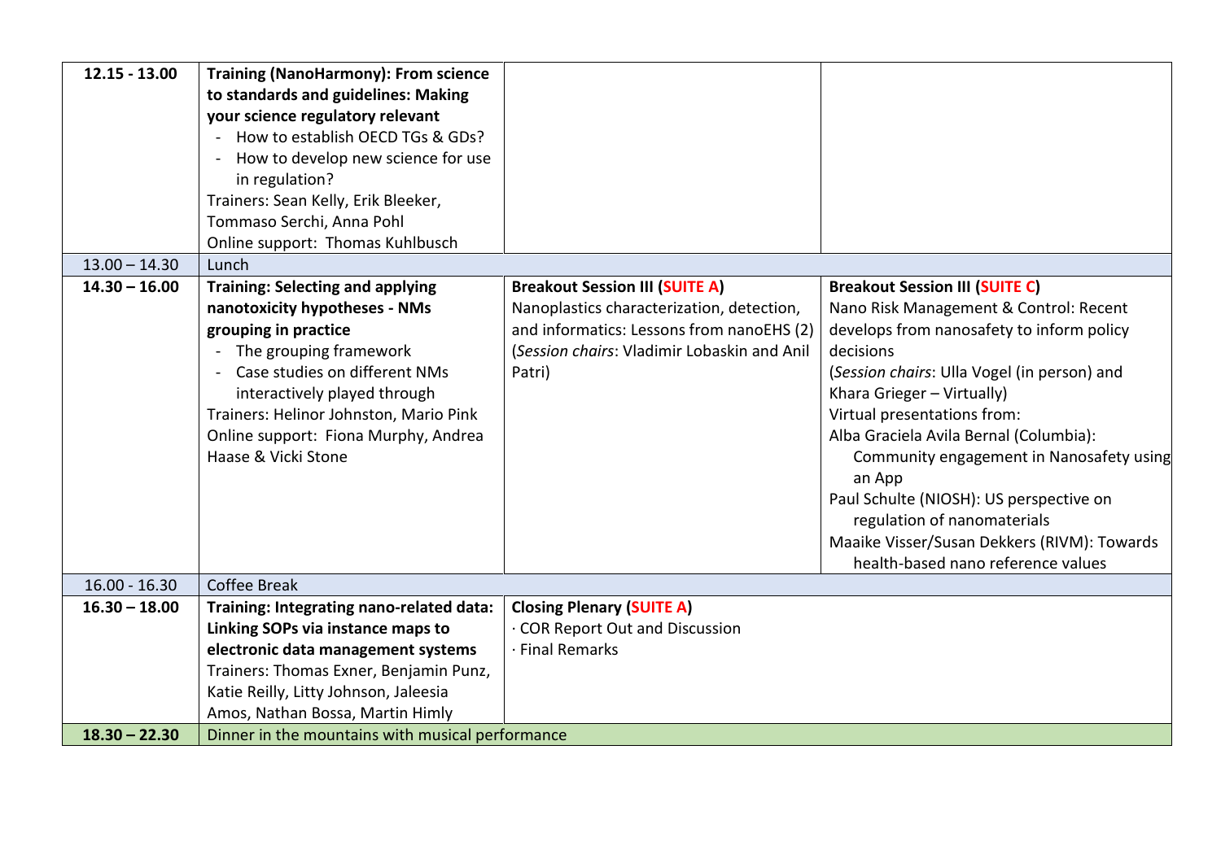| | | | |
|---|---|---|---|
| **12.15 - 13.00** | **Training (NanoHarmony): From science to standards and guidelines: Making your science regulatory relevant**<br>- How to establish OECD TGs & GDs?<br>- How to develop new science for use in regulation?<br>Trainers: Sean Kelly, Erik Bleeker, Tommaso Serchi, Anna Pohl<br>Online support: Thomas Kuhlbusch | | |
| 13.00 – 14.30 | Lunch | | |
| **14.30 – 16.00** | **Training: Selecting and applying nanotoxicity hypotheses - NMs grouping in practice**<br>- The grouping framework<br>- Case studies on different NMs interactively played through<br>Trainers: Helinor Johnston, Mario Pink<br>Online support: Fiona Murphy, Andrea Haase & Vicki Stone | **Breakout Session III (SUITE A)**<br>Nanoplastics characterization, detection, and informatics: Lessons from nanoEHS (2)<br>(*Session chairs*: Vladimir Lobaskin and Anil Patri) | **Breakout Session III (SUITE C)**<br>Nano Risk Management & Control: Recent develops from nanosafety to inform policy decisions<br>(*Session chairs*: Ulla Vogel (in person) and Khara Grieger – Virtually)<br>Virtual presentations from:<br>Alba Graciela Avila Bernal (Columbia): Community engagement in Nanosafety using an App<br>Paul Schulte (NIOSH): US perspective on regulation of nanomaterials<br>Maaike Visser/Susan Dekkers (RIVM): Towards health-based nano reference values |
| 16.00 - 16.30 | Coffee Break | | |
| **16.30 – 18.00** | **Training: Integrating nano-related data: Linking SOPs via instance maps to electronic data management systems**<br>Trainers: Thomas Exner, Benjamin Punz, Katie Reilly, Litty Johnson, Jaleesia Amos, Nathan Bossa, Martin Himly | **Closing Plenary (SUITE A)**<br>· COR Report Out and Discussion<br>· Final Remarks | |
| **18.30 – 22.30** | Dinner in the mountains with musical performance | | |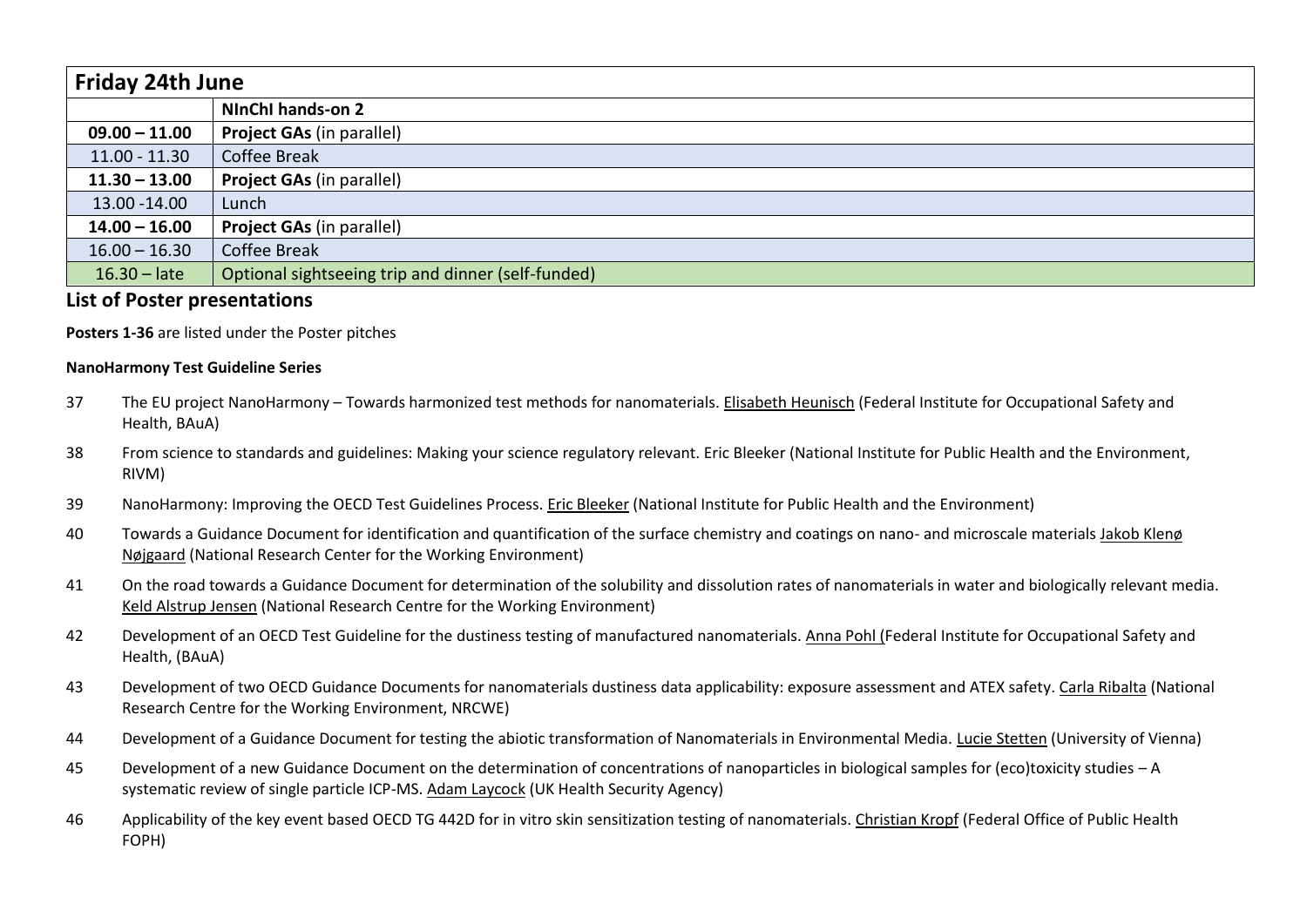| Friday 24th June | |
|---|---|
| | **NInChI hands-on 2** |
| **09.00 – 11.00** | **Project GAs** (in parallel) |
| 11.00 - 11.30 | Coffee Break |
| **11.30 – 13.00** | **Project GAs** (in parallel) |
| 13.00 -14.00 | Lunch |
| **14.00 – 16.00** | **Project GAs** (in parallel) |
| 16.00 – 16.30 | Coffee Break |
| 16.30 – late | Optional sightseeing trip and dinner (self-funded) |

## List of Poster presentations

**Posters 1-36** are listed under the Poster pitches

**NanoHarmony Test Guideline Series**

37 The EU project NanoHarmony – Towards harmonized test methods for nanomaterials. Elisabeth Heunisch (Federal Institute for Occupational Safety and Health, BAuA)

38 From science to standards and guidelines: Making your science regulatory relevant. Eric Bleeker (National Institute for Public Health and the Environment, RIVM)

39 NanoHarmony: Improving the OECD Test Guidelines Process. Eric Bleeker (National Institute for Public Health and the Environment)

40 Towards a Guidance Document for identification and quantification of the surface chemistry and coatings on nano- and microscale materials Jakob Klenø Nøjgaard (National Research Center for the Working Environment)

41 On the road towards a Guidance Document for determination of the solubility and dissolution rates of nanomaterials in water and biologically relevant media. Keld Alstrup Jensen (National Research Centre for the Working Environment)

42 Development of an OECD Test Guideline for the dustiness testing of manufactured nanomaterials. Anna Pohl (Federal Institute for Occupational Safety and Health, (BAuA)

43 Development of two OECD Guidance Documents for nanomaterials dustiness data applicability: exposure assessment and ATEX safety. Carla Ribalta (National Research Centre for the Working Environment, NRCWE)

44 Development of a Guidance Document for testing the abiotic transformation of Nanomaterials in Environmental Media. Lucie Stetten (University of Vienna)

45 Development of a new Guidance Document on the determination of concentrations of nanoparticles in biological samples for (eco)toxicity studies – A systematic review of single particle ICP-MS. Adam Laycock (UK Health Security Agency)

46 Applicability of the key event based OECD TG 442D for in vitro skin sensitization testing of nanomaterials. Christian Kropf (Federal Office of Public Health FOPH)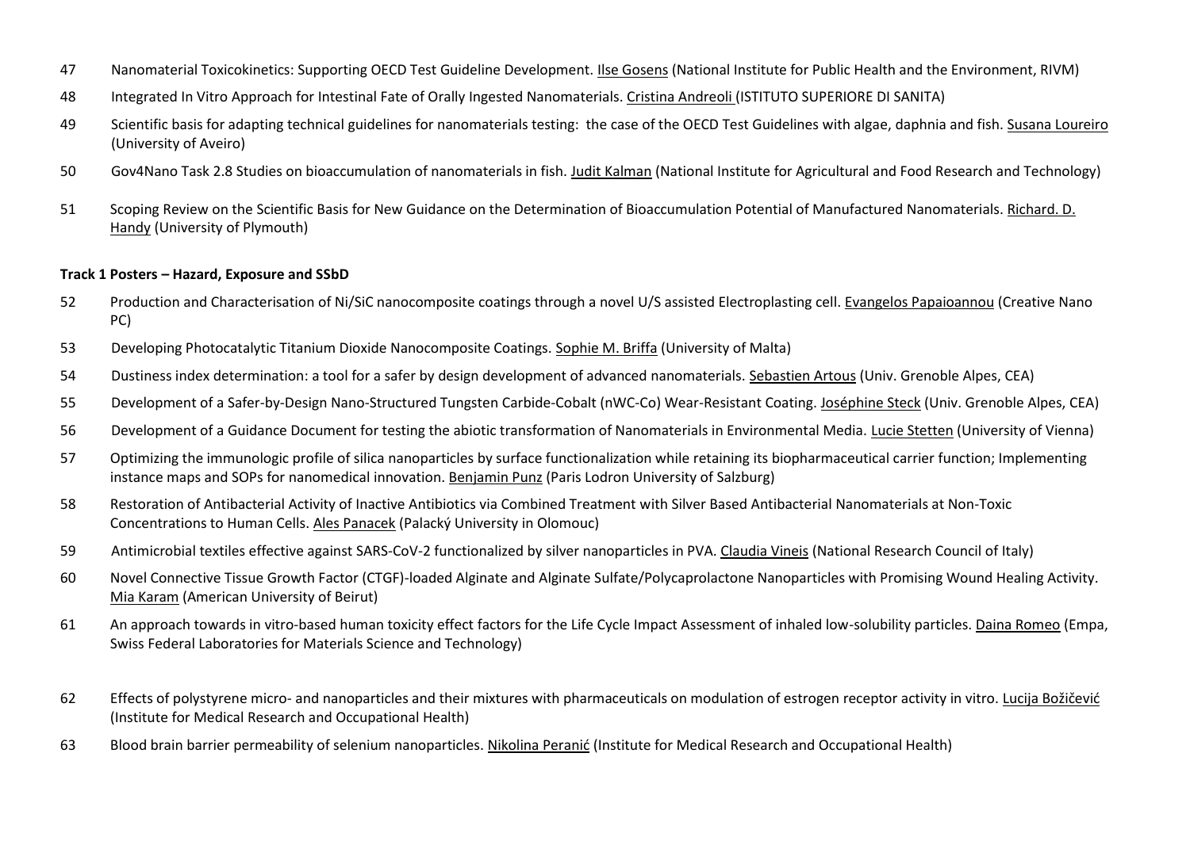47 Nanomaterial Toxicokinetics: Supporting OECD Test Guideline Development. Ilse Gosens (National Institute for Public Health and the Environment, RIVM)

48 Integrated In Vitro Approach for Intestinal Fate of Orally Ingested Nanomaterials. Cristina Andreoli (ISTITUTO SUPERIORE DI SANITA)

49 Scientific basis for adapting technical guidelines for nanomaterials testing: the case of the OECD Test Guidelines with algae, daphnia and fish. Susana Loureiro (University of Aveiro)

50 Gov4Nano Task 2.8 Studies on bioaccumulation of nanomaterials in fish. Judit Kalman (National Institute for Agricultural and Food Research and Technology)

51 Scoping Review on the Scientific Basis for New Guidance on the Determination of Bioaccumulation Potential of Manufactured Nanomaterials. Richard. D. Handy (University of Plymouth)

**Track 1 Posters – Hazard, Exposure and SSbD**

52 Production and Characterisation of Ni/SiC nanocomposite coatings through a novel U/S assisted Electroplasting cell. Evangelos Papaioannou (Creative Nano PC)

53 Developing Photocatalytic Titanium Dioxide Nanocomposite Coatings. Sophie M. Briffa (University of Malta)

54 Dustiness index determination: a tool for a safer by design development of advanced nanomaterials. Sebastien Artous (Univ. Grenoble Alpes, CEA)

55 Development of a Safer-by-Design Nano-Structured Tungsten Carbide-Cobalt (nWC-Co) Wear-Resistant Coating. Joséphine Steck (Univ. Grenoble Alpes, CEA)

56 Development of a Guidance Document for testing the abiotic transformation of Nanomaterials in Environmental Media. Lucie Stetten (University of Vienna)

57 Optimizing the immunologic profile of silica nanoparticles by surface functionalization while retaining its biopharmaceutical carrier function; Implementing instance maps and SOPs for nanomedical innovation. Benjamin Punz (Paris Lodron University of Salzburg)

58 Restoration of Antibacterial Activity of Inactive Antibiotics via Combined Treatment with Silver Based Antibacterial Nanomaterials at Non-Toxic Concentrations to Human Cells. Ales Panacek (Palacký University in Olomouc)

59 Antimicrobial textiles effective against SARS-CoV-2 functionalized by silver nanoparticles in PVA. Claudia Vineis (National Research Council of Italy)

60 Novel Connective Tissue Growth Factor (CTGF)-loaded Alginate and Alginate Sulfate/Polycaprolactone Nanoparticles with Promising Wound Healing Activity. Mia Karam (American University of Beirut)

61 An approach towards in vitro-based human toxicity effect factors for the Life Cycle Impact Assessment of inhaled low-solubility particles. Daina Romeo (Empa, Swiss Federal Laboratories for Materials Science and Technology)

62 Effects of polystyrene micro- and nanoparticles and their mixtures with pharmaceuticals on modulation of estrogen receptor activity in vitro. Lucija Božičević (Institute for Medical Research and Occupational Health)

63 Blood brain barrier permeability of selenium nanoparticles. Nikolina Peranić (Institute for Medical Research and Occupational Health)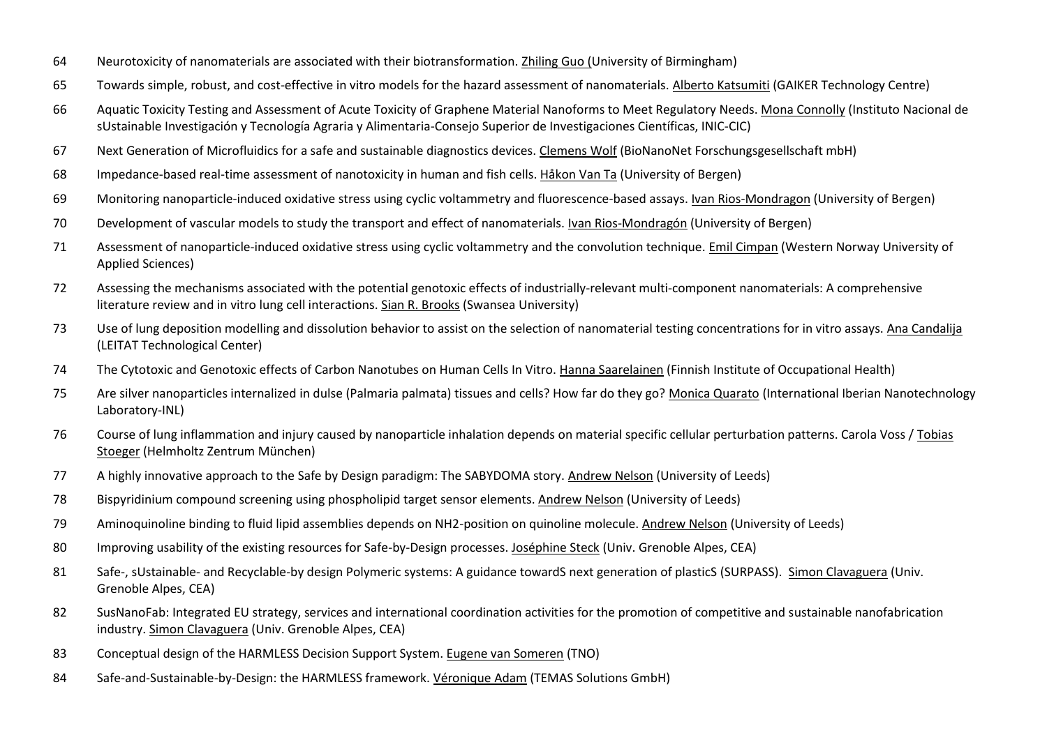64 Neurotoxicity of nanomaterials are associated with their biotransformation. Zhiling Guo (University of Birmingham)

65 Towards simple, robust, and cost-effective in vitro models for the hazard assessment of nanomaterials. Alberto Katsumiti (GAIKER Technology Centre)

66 Aquatic Toxicity Testing and Assessment of Acute Toxicity of Graphene Material Nanoforms to Meet Regulatory Needs. Mona Connolly (Instituto Nacional de sUstainable Investigación y Tecnología Agraria y Alimentaria-Consejo Superior de Investigaciones Científicas, INIC-CIC)

67 Next Generation of Microfluidics for a safe and sustainable diagnostics devices. Clemens Wolf (BioNanoNet Forschungsgesellschaft mbH)

68 Impedance-based real-time assessment of nanotoxicity in human and fish cells. Håkon Van Ta (University of Bergen)

69 Monitoring nanoparticle-induced oxidative stress using cyclic voltammetry and fluorescence-based assays. Ivan Rios-Mondragon (University of Bergen)

70 Development of vascular models to study the transport and effect of nanomaterials. Ivan Rios-Mondragón (University of Bergen)

71 Assessment of nanoparticle-induced oxidative stress using cyclic voltammetry and the convolution technique. Emil Cimpan (Western Norway University of Applied Sciences)

72 Assessing the mechanisms associated with the potential genotoxic effects of industrially-relevant multi-component nanomaterials: A comprehensive literature review and in vitro lung cell interactions. Sian R. Brooks (Swansea University)

73 Use of lung deposition modelling and dissolution behavior to assist on the selection of nanomaterial testing concentrations for in vitro assays. Ana Candalija (LEITAT Technological Center)

74 The Cytotoxic and Genotoxic effects of Carbon Nanotubes on Human Cells In Vitro. Hanna Saarelainen (Finnish Institute of Occupational Health)

75 Are silver nanoparticles internalized in dulse (Palmaria palmata) tissues and cells? How far do they go? Monica Quarato (International Iberian Nanotechnology Laboratory-INL)

76 Course of lung inflammation and injury caused by nanoparticle inhalation depends on material specific cellular perturbation patterns. Carola Voss / Tobias Stoeger (Helmholtz Zentrum München)

77 A highly innovative approach to the Safe by Design paradigm: The SABYDOMA story. Andrew Nelson (University of Leeds)

78 Bispyridinium compound screening using phospholipid target sensor elements. Andrew Nelson (University of Leeds)

79 Aminoquinoline binding to fluid lipid assemblies depends on NH2-position on quinoline molecule. Andrew Nelson (University of Leeds)

80 Improving usability of the existing resources for Safe-by-Design processes. Joséphine Steck (Univ. Grenoble Alpes, CEA)

81 Safe-, sUstainable- and Recyclable-by design Polymeric systems: A guidance towardS next generation of plasticS (SURPASS). Simon Clavaguera (Univ. Grenoble Alpes, CEA)

82 SusNanoFab: Integrated EU strategy, services and international coordination activities for the promotion of competitive and sustainable nanofabrication industry. Simon Clavaguera (Univ. Grenoble Alpes, CEA)

83 Conceptual design of the HARMLESS Decision Support System. Eugene van Someren (TNO)

84 Safe-and-Sustainable-by-Design: the HARMLESS framework. Véronique Adam (TEMAS Solutions GmbH)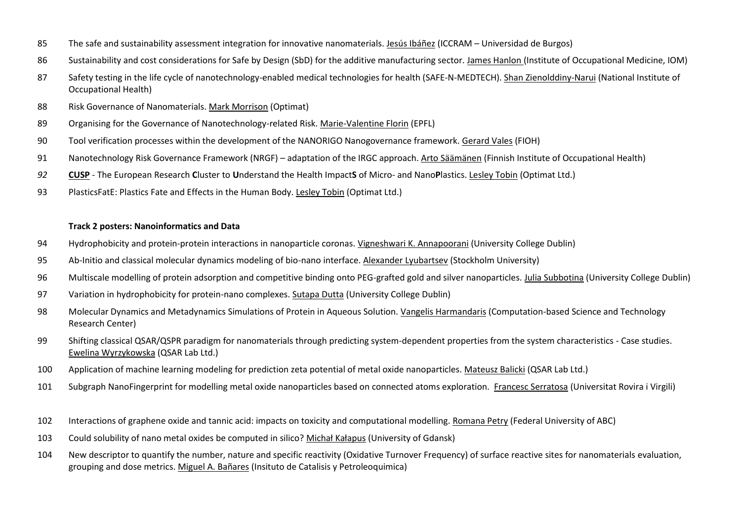85 The safe and sustainability assessment integration for innovative nanomaterials. Jesús Ibáñez (ICCRAM – Universidad de Burgos)

86 Sustainability and cost considerations for Safe by Design (SbD) for the additive manufacturing sector. James Hanlon (Institute of Occupational Medicine, IOM)

87 Safety testing in the life cycle of nanotechnology-enabled medical technologies for health (SAFE-N-MEDTECH). Shan Zienolddiny-Narui (National Institute of Occupational Health)

88 Risk Governance of Nanomaterials. Mark Morrison (Optimat)

89 Organising for the Governance of Nanotechnology-related Risk. Marie-Valentine Florin (EPFL)

90 Tool verification processes within the development of the NANORIGO Nanogovernance framework. Gerard Vales (FIOH)

91 Nanotechnology Risk Governance Framework (NRGF) – adaptation of the IRGC approach. Arto Säämänen (Finnish Institute of Occupational Health)

*92* **CUSP** - The European Research **C**luster to **U**nderstand the Health Impact**S** of Micro- and Nano**P**lastics. Lesley Tobin (Optimat Ltd.)

93 PlasticsFatE: Plastics Fate and Effects in the Human Body. Lesley Tobin (Optimat Ltd.)

**Track 2 posters: Nanoinformatics and Data**

94 Hydrophobicity and protein-protein interactions in nanoparticle coronas. Vigneshwari K. Annapoorani (University College Dublin)

95 Ab-Initio and classical molecular dynamics modeling of bio-nano interface. Alexander Lyubartsev (Stockholm University)

96 Multiscale modelling of protein adsorption and competitive binding onto PEG-grafted gold and silver nanoparticles. Julia Subbotina (University College Dublin)

97 Variation in hydrophobicity for protein-nano complexes. Sutapa Dutta (University College Dublin)

98 Molecular Dynamics and Metadynamics Simulations of Protein in Aqueous Solution. Vangelis Harmandaris (Computation-based Science and Technology Research Center)

99 Shifting classical QSAR/QSPR paradigm for nanomaterials through predicting system-dependent properties from the system characteristics - Case studies. Ewelina Wyrzykowska (QSAR Lab Ltd.)

100 Application of machine learning modeling for prediction zeta potential of metal oxide nanoparticles. Mateusz Balicki (QSAR Lab Ltd.)

101 Subgraph NanoFingerprint for modelling metal oxide nanoparticles based on connected atoms exploration. Francesc Serratosa (Universitat Rovira i Virgili)

102 Interactions of graphene oxide and tannic acid: impacts on toxicity and computational modelling. Romana Petry (Federal University of ABC)

103 Could solubility of nano metal oxides be computed in silico? Michał Kałapus (University of Gdansk)

104 New descriptor to quantify the number, nature and specific reactivity (Oxidative Turnover Frequency) of surface reactive sites for nanomaterials evaluation, grouping and dose metrics. Miguel A. Bañares (Insituto de Catalisis y Petroleoquimica)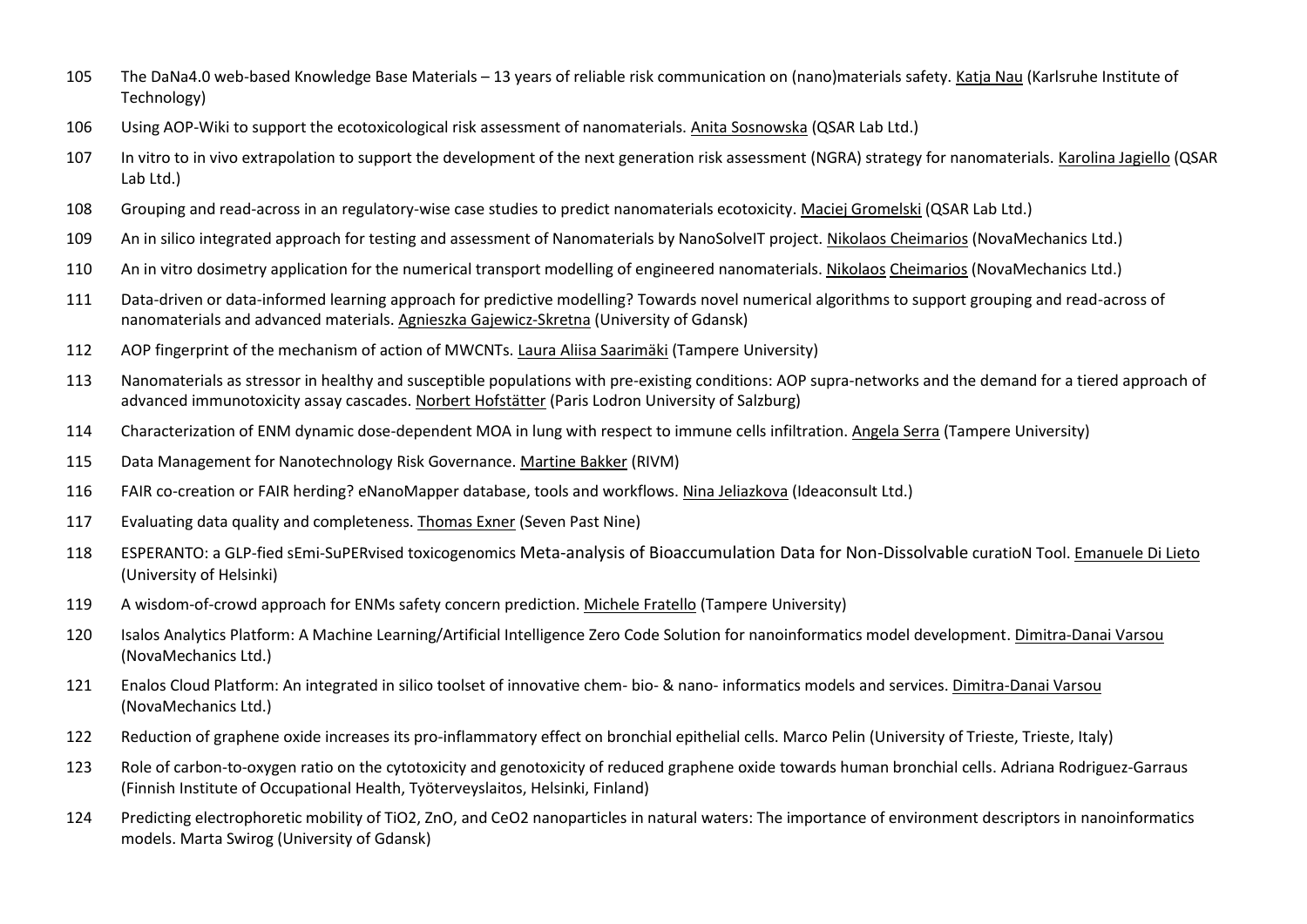105 The DaNa4.0 web-based Knowledge Base Materials – 13 years of reliable risk communication on (nano)materials safety. Katja Nau (Karlsruhe Institute of Technology)

106 Using AOP-Wiki to support the ecotoxicological risk assessment of nanomaterials. Anita Sosnowska (QSAR Lab Ltd.)

107 In vitro to in vivo extrapolation to support the development of the next generation risk assessment (NGRA) strategy for nanomaterials. Karolina Jagiello (QSAR Lab Ltd.)

108 Grouping and read-across in an regulatory-wise case studies to predict nanomaterials ecotoxicity. Maciej Gromelski (QSAR Lab Ltd.)

109 An in silico integrated approach for testing and assessment of Nanomaterials by NanoSolveIT project. Nikolaos Cheimarios (NovaMechanics Ltd.)

110 An in vitro dosimetry application for the numerical transport modelling of engineered nanomaterials. Nikolaos Cheimarios (NovaMechanics Ltd.)

111 Data-driven or data-informed learning approach for predictive modelling? Towards novel numerical algorithms to support grouping and read-across of nanomaterials and advanced materials. Agnieszka Gajewicz-Skretna (University of Gdansk)

112 AOP fingerprint of the mechanism of action of MWCNTs. Laura Aliisa Saarimäki (Tampere University)

113 Nanomaterials as stressor in healthy and susceptible populations with pre-existing conditions: AOP supra-networks and the demand for a tiered approach of advanced immunotoxicity assay cascades. Norbert Hofstätter (Paris Lodron University of Salzburg)

114 Characterization of ENM dynamic dose-dependent MOA in lung with respect to immune cells infiltration. Angela Serra (Tampere University)

115 Data Management for Nanotechnology Risk Governance. Martine Bakker (RIVM)

116 FAIR co-creation or FAIR herding? eNanoMapper database, tools and workflows. Nina Jeliazkova (Ideaconsult Ltd.)

117 Evaluating data quality and completeness. Thomas Exner (Seven Past Nine)

118 ESPERANTO: a GLP-fied sEmi-SuPERvised toxicogenomics Meta-analysis of Bioaccumulation Data for Non-Dissolvable curatioN Tool. Emanuele Di Lieto (University of Helsinki)

119 A wisdom-of-crowd approach for ENMs safety concern prediction. Michele Fratello (Tampere University)

120 Isalos Analytics Platform: A Machine Learning/Artificial Intelligence Zero Code Solution for nanoinformatics model development. Dimitra-Danai Varsou (NovaMechanics Ltd.)

121 Enalos Cloud Platform: An integrated in silico toolset of innovative chem- bio- & nano- informatics models and services. Dimitra-Danai Varsou (NovaMechanics Ltd.)

122 Reduction of graphene oxide increases its pro-inflammatory effect on bronchial epithelial cells. Marco Pelin (University of Trieste, Trieste, Italy)

123 Role of carbon-to-oxygen ratio on the cytotoxicity and genotoxicity of reduced graphene oxide towards human bronchial cells. Adriana Rodriguez-Garraus (Finnish Institute of Occupational Health, Työterveyslaitos, Helsinki, Finland)

124 Predicting electrophoretic mobility of $TiO_2$, ZnO, and $CeO_2$ nanoparticles in natural waters: The importance of environment descriptors in nanoinformatics models. Marta Swirog (University of Gdansk)